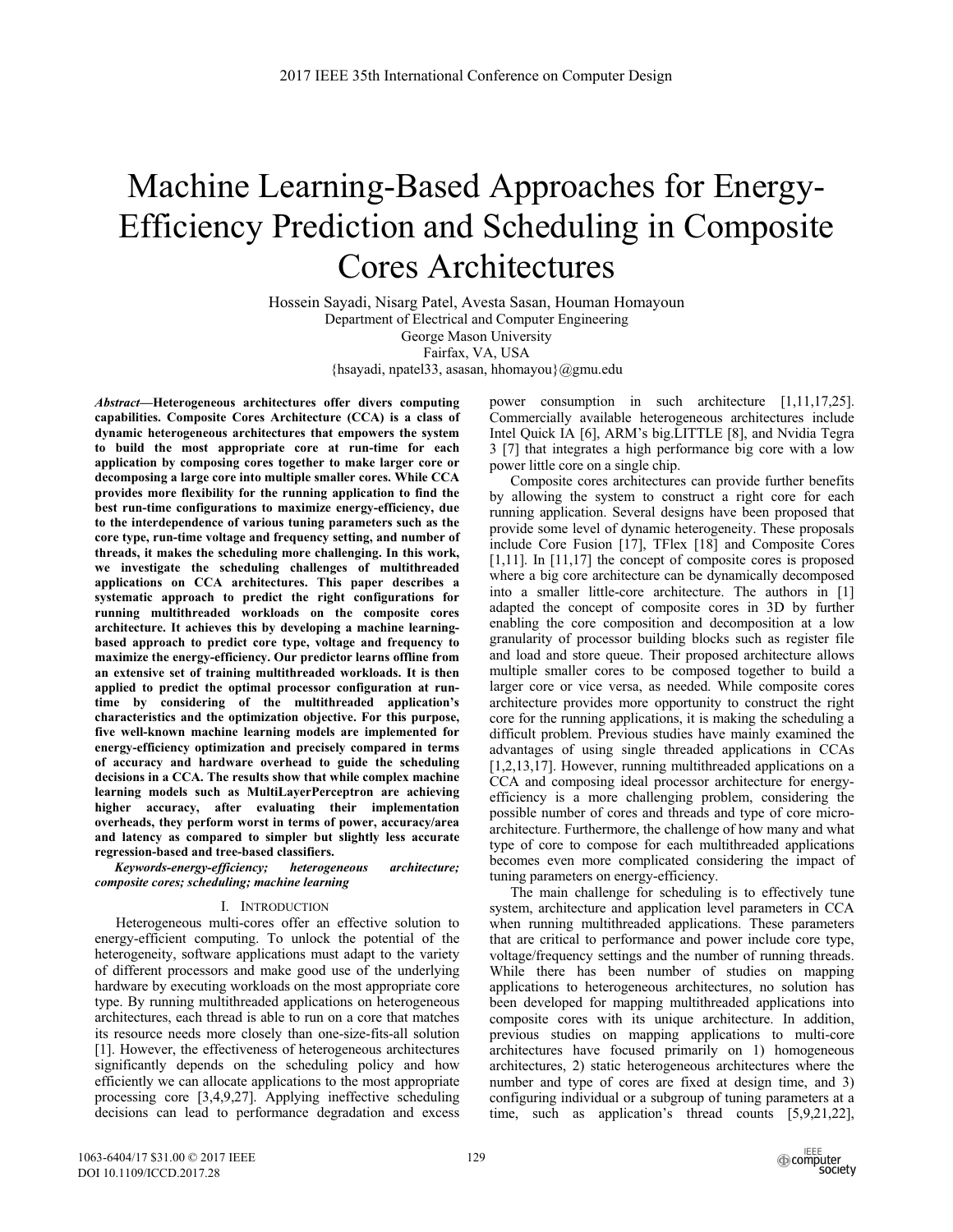# Machine Learning-Based Approaches for Energy-Efficiency Prediction and Scheduling in Composite Cores Architectures

Hossein Sayadi, Nisarg Patel, Avesta Sasan, Houman Homayoun
Department of Electrical and Computer Engineering
George Mason University
Fairfax, VA, USA
{hsayadi, npatel33, asasan, hhomayou}@gmu.edu

***Abstract*—Heterogeneous architectures offer divers computing capabilities. Composite Cores Architecture (CCA) is a class of dynamic heterogeneous architectures that empowers the system to build the most appropriate core at run-time for each application by composing cores together to make larger core or decomposing a large core into multiple smaller cores. While CCA provides more flexibility for the running application to find the best run-time configurations to maximize energy-efficiency, due to the interdependence of various tuning parameters such as the core type, run-time voltage and frequency setting, and number of threads, it makes the scheduling more challenging. In this work, we investigate the scheduling challenges of multithreaded applications on CCA architectures. This paper describes a systematic approach to predict the right configurations for running multithreaded workloads on the composite cores architecture. It achieves this by developing a machine learning-based approach to predict core type, voltage and frequency to maximize the energy-efficiency. Our predictor learns offline from an extensive set of training multithreaded workloads. It is then applied to predict the optimal processor configuration at run-time by considering of the multithreaded application's characteristics and the optimization objective. For this purpose, five well-known machine learning models are implemented for energy-efficiency optimization and precisely compared in terms of accuracy and hardware overhead to guide the scheduling decisions in a CCA. The results show that while complex machine learning models such as MultiLayerPerceptron are achieving higher accuracy, after evaluating their implementation overheads, they perform worst in terms of power, accuracy/area and latency as compared to simpler but slightly less accurate regression-based and tree-based classifiers.**

***Keywords-energy-efficiency; heterogeneous architecture; composite cores; scheduling; machine learning***

## I. Introduction

Heterogeneous multi-cores offer an effective solution to energy-efficient computing. To unlock the potential of the heterogeneity, software applications must adapt to the variety of different processors and make good use of the underlying hardware by executing workloads on the most appropriate core type. By running multithreaded applications on heterogeneous architectures, each thread is able to run on a core that matches its resource needs more closely than one-size-fits-all solution [1]. However, the effectiveness of heterogeneous architectures significantly depends on the scheduling policy and how efficiently we can allocate applications to the most appropriate processing core [3,4,9,27]. Applying ineffective scheduling decisions can lead to performance degradation and excess power consumption in such architecture [1,11,17,25]. Commercially available heterogeneous architectures include Intel Quick IA [6], ARM's big.LITTLE [8], and Nvidia Tegra 3 [7] that integrates a high performance big core with a low power little core on a single chip.

Composite cores architectures can provide further benefits by allowing the system to construct a right core for each running application. Several designs have been proposed that provide some level of dynamic heterogeneity. These proposals include Core Fusion [17], TFlex [18] and Composite Cores [1,11]. In [11,17] the concept of composite cores is proposed where a big core architecture can be dynamically decomposed into a smaller little-core architecture. The authors in [1] adapted the concept of composite cores in 3D by further enabling the core composition and decomposition at a low granularity of processor building blocks such as register file and load and store queue. Their proposed architecture allows multiple smaller cores to be composed together to build a larger core or vice versa, as needed. While composite cores architecture provides more opportunity to construct the right core for the running applications, it is making the scheduling a difficult problem. Previous studies have mainly examined the advantages of using single threaded applications in CCAs [1,2,13,17]. However, running multithreaded applications on a CCA and composing ideal processor architecture for energy-efficiency is a more challenging problem, considering the possible number of cores and threads and type of core micro-architecture. Furthermore, the challenge of how many and what type of core to compose for each multithreaded applications becomes even more complicated considering the impact of tuning parameters on energy-efficiency.

The main challenge for scheduling is to effectively tune system, architecture and application level parameters in CCA when running multithreaded applications. These parameters that are critical to performance and power include core type, voltage/frequency settings and the number of running threads. While there has been number of studies on mapping applications to heterogeneous architectures, no solution has been developed for mapping multithreaded applications into composite cores with its unique architecture. In addition, previous studies on mapping applications to multi-core architectures have focused primarily on 1) homogeneous architectures, 2) static heterogeneous architectures where the number and type of cores are fixed at design time, and 3) configuring individual or a subgroup of tuning parameters at a time, such as application's thread counts [5,9,21,22],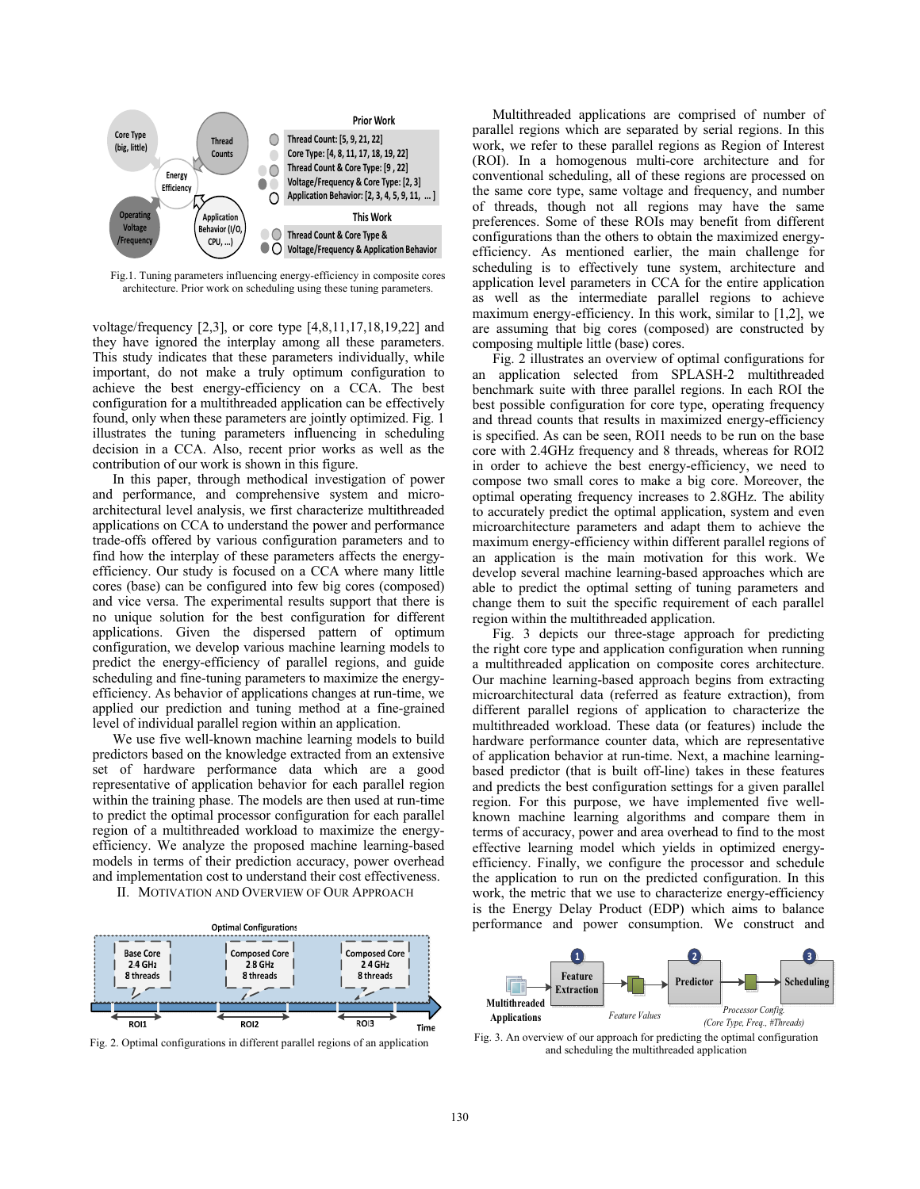Fig.1. Tuning parameters influencing energy-efficiency in composite cores architecture. Prior work on scheduling using these tuning parameters.

voltage/frequency [2,3], or core type [4,8,11,17,18,19,22] and they have ignored the interplay among all these parameters. This study indicates that these parameters individually, while important, do not make a truly optimum configuration to achieve the best energy-efficiency on a CCA. The best configuration for a multithreaded application can be effectively found, only when these parameters are jointly optimized. Fig. 1 illustrates the tuning parameters influencing in scheduling decision in a CCA. Also, recent prior works as well as the contribution of our work is shown in this figure.

In this paper, through methodical investigation of power and performance, and comprehensive system and micro-architectural level analysis, we first characterize multithreaded applications on CCA to understand the power and performance trade-offs offered by various configuration parameters and to find how the interplay of these parameters affects the energy-efficiency. Our study is focused on a CCA where many little cores (base) can be configured into few big cores (composed) and vice versa. The experimental results support that there is no unique solution for the best configuration for different applications. Given the dispersed pattern of optimum configuration, we develop various machine learning models to predict the energy-efficiency of parallel regions, and guide scheduling and fine-tuning parameters to maximize the energy-efficiency. As behavior of applications changes at run-time, we applied our prediction and tuning method at a fine-grained level of individual parallel region within an application.

We use five well-known machine learning models to build predictors based on the knowledge extracted from an extensive set of hardware performance data which are a good representative of application behavior for each parallel region within the training phase. The models are then used at run-time to predict the optimal processor configuration for each parallel region of a multithreaded workload to maximize the energy-efficiency. We analyze the proposed machine learning-based models in terms of their prediction accuracy, power overhead and implementation cost to understand their cost effectiveness.

## II. Motivation and Overview of Our Approach

Fig. 2. Optimal configurations in different parallel regions of an application

Multithreaded applications are comprised of number of parallel regions which are separated by serial regions. In this work, we refer to these parallel regions as Region of Interest (ROI). In a homogenous multi-core architecture and for conventional scheduling, all of these regions are processed on the same core type, same voltage and frequency, and number of threads, though not all regions may have the same preferences. Some of these ROIs may benefit from different configurations than the others to obtain the maximized energy-efficiency. As mentioned earlier, the main challenge for scheduling is to effectively tune system, architecture and application level parameters in CCA for the entire application as well as the intermediate parallel regions to achieve maximum energy-efficiency. In this work, similar to [1,2], we are assuming that big cores (composed) are constructed by composing multiple little (base) cores.

Fig. 2 illustrates an overview of optimal configurations for an application selected from SPLASH-2 multithreaded benchmark suite with three parallel regions. In each ROI the best possible configuration for core type, operating frequency and thread counts that results in maximized energy-efficiency is specified. As can be seen, ROI1 needs to be run on the base core with 2.4GHz frequency and 8 threads, whereas for ROI2 in order to achieve the best energy-efficiency, we need to compose two small cores to make a big core. Moreover, the optimal operating frequency increases to 2.8GHz. The ability to accurately predict the optimal application, system and even microarchitecture parameters and adapt them to achieve the maximum energy-efficiency within different parallel regions of an application is the main motivation for this work. We develop several machine learning-based approaches which are able to predict the optimal setting of tuning parameters and change them to suit the specific requirement of each parallel region within the multithreaded application.

Fig. 3 depicts our three-stage approach for predicting the right core type and application configuration when running a multithreaded application on composite cores architecture. Our machine learning-based approach begins from extracting microarchitectural data (referred as feature extraction), from different parallel regions of application to characterize the multithreaded workload. These data (or features) include the hardware performance counter data, which are representative of application behavior at run-time. Next, a machine learning-based predictor (that is built off-line) takes in these features and predicts the best configuration settings for a given parallel region. For this purpose, we have implemented five well-known machine learning algorithms and compare them in terms of accuracy, power and area overhead to find to the most effective learning model which yields in optimized energy-efficiency. Finally, we configure the processor and schedule the application to run on the predicted configuration. In this work, the metric that we use to characterize energy-efficiency is the Energy Delay Product (EDP) which aims to balance performance and power consumption. We construct and

Fig. 3. An overview of our approach for predicting the optimal configuration and scheduling the multithreaded application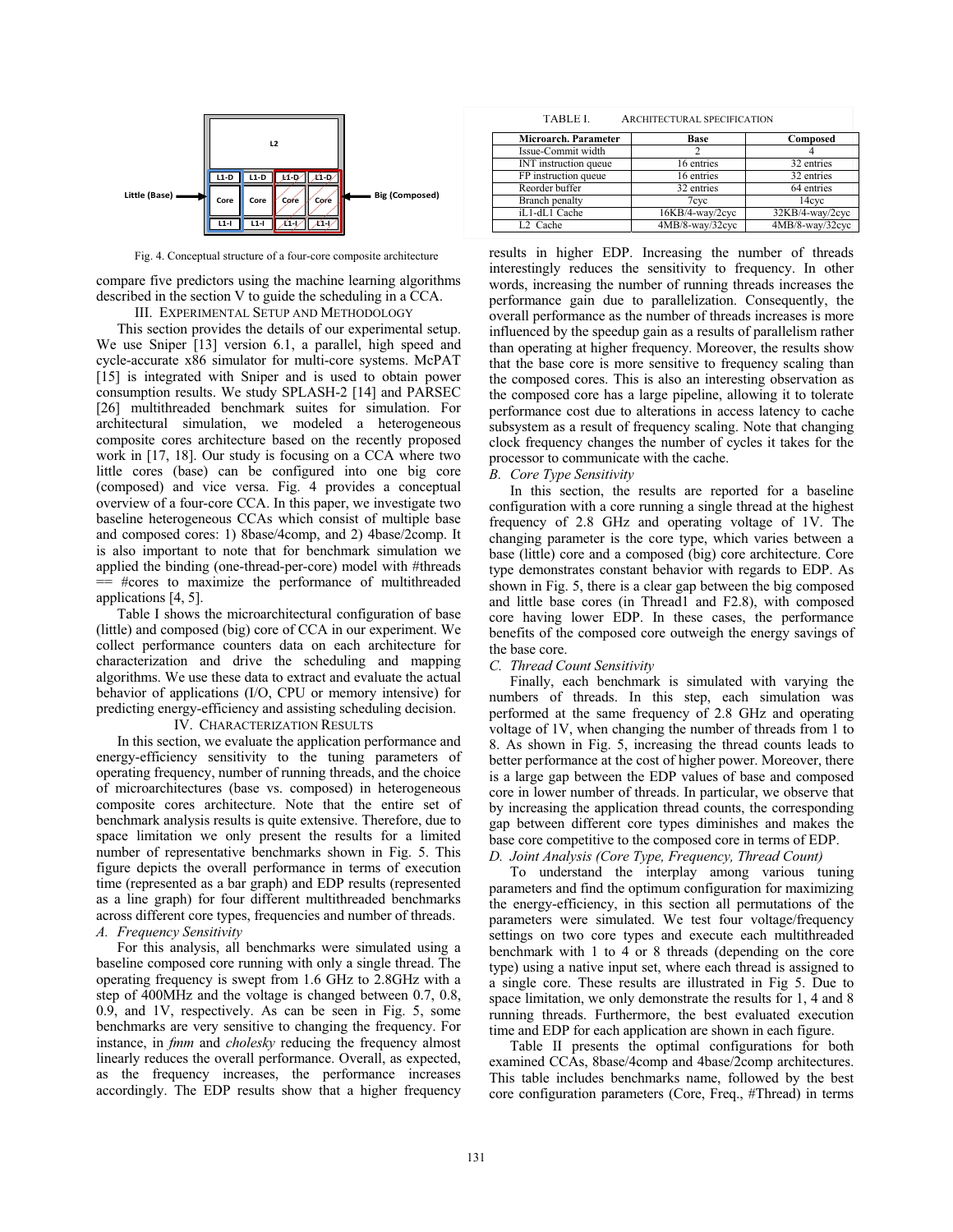Little (Base) | L2 | L1-D | L1-D | L1-D | L1-D | Core | Core | Core | Core | L1-I | L1-I | L1-I | L1-I | Big (Composed)

Fig. 4. Conceptual structure of a four-core composite architecture

compare five predictors using the machine learning algorithms described in the section V to guide the scheduling in a CCA.

## III. Experimental Setup and Methodology

This section provides the details of our experimental setup. We use Sniper [13] version 6.1, a parallel, high speed and cycle-accurate x86 simulator for multi-core systems. McPAT [15] is integrated with Sniper and is used to obtain power consumption results. We study SPLASH-2 [14] and PARSEC [26] multithreaded benchmark suites for simulation. For architectural simulation, we modeled a heterogeneous composite cores architecture based on the recently proposed work in [17, 18]. Our study is focusing on a CCA where two little cores (base) can be configured into one big core (composed) and vice versa. Fig. 4 provides a conceptual overview of a four-core CCA. In this paper, we investigate two baseline heterogeneous CCAs which consist of multiple base and composed cores: 1) 8base/4comp, and 2) 4base/2comp. It is also important to note that for benchmark simulation we applied the binding (one-thread-per-core) model with #threads == #cores to maximize the performance of multithreaded applications [4, 5].

Table I shows the microarchitectural configuration of base (little) and composed (big) core of CCA in our experiment. We collect performance counters data on each architecture for characterization and drive the scheduling and mapping algorithms. We use these data to extract and evaluate the actual behavior of applications (I/O, CPU or memory intensive) for predicting energy-efficiency and assisting scheduling decision.

## IV. Characterization Results

In this section, we evaluate the application performance and energy-efficiency sensitivity to the tuning parameters of operating frequency, number of running threads, and the choice of microarchitectures (base vs. composed) in heterogeneous composite cores architecture. Note that the entire set of benchmark analysis results is quite extensive. Therefore, due to space limitation we only present the results for a limited number of representative benchmarks shown in Fig. 5. This figure depicts the overall performance in terms of execution time (represented as a bar graph) and EDP results (represented as a line graph) for four different multithreaded benchmarks across different core types, frequencies and number of threads.

### *A. Frequency Sensitivity*

For this analysis, all benchmarks were simulated using a baseline composed core running with only a single thread. The operating frequency is swept from 1.6 GHz to 2.8GHz with a step of 400MHz and the voltage is changed between 0.7, 0.8, 0.9, and 1V, respectively. As can be seen in Fig. 5, some benchmarks are very sensitive to changing the frequency. For instance, in *fmm* and *cholesky* reducing the frequency almost linearly reduces the overall performance. Overall, as expected, as the frequency increases, the performance increases accordingly. The EDP results show that a higher frequency results in higher EDP. Increasing the number of threads interestingly reduces the sensitivity to frequency. In other words, increasing the number of running threads increases the performance gain due to parallelization. Consequently, the overall performance as the number of threads increases is more influenced by the speedup gain as a results of parallelism rather than operating at higher frequency. Moreover, the results show that the base core is more sensitive to frequency scaling than the composed cores. This is also an interesting observation as the composed core has a large pipeline, allowing it to tolerate performance cost due to alterations in access latency to cache subsystem as a result of frequency scaling. Note that changing clock frequency changes the number of cycles it takes for the processor to communicate with the cache.

TABLE I. Architectural specification

| Microarch. Parameter | Base | Composed |
|---|---|---|
| Issue-Commit width | 2 | 4 |
| INT instruction queue | 16 entries | 32 entries |
| FP instruction queue | 16 entries | 32 entries |
| Reorder buffer | 32 entries | 64 entries |
| Branch penalty | 7cyc | 14cyc |
| iL1-dL1 Cache | 16KB/4-way/2cyc | 32KB/4-way/2cyc |
| L2 Cache | 4MB/8-way/32cyc | 4MB/8-way/32cyc |

### *B. Core Type Sensitivity*

In this section, the results are reported for a baseline configuration with a core running a single thread at the highest frequency of 2.8 GHz and operating voltage of 1V. The changing parameter is the core type, which varies between a base (little) core and a composed (big) core architecture. Core type demonstrates constant behavior with regards to EDP. As shown in Fig. 5, there is a clear gap between the big composed and little base cores (in Thread1 and F2.8), with composed core having lower EDP. In these cases, the performance benefits of the composed core outweigh the energy savings of the base core.

### *C. Thread Count Sensitivity*

Finally, each benchmark is simulated with varying the numbers of threads. In this step, each simulation was performed at the same frequency of 2.8 GHz and operating voltage of 1V, when changing the number of threads from 1 to 8. As shown in Fig. 5, increasing the thread counts leads to better performance at the cost of higher power. Moreover, there is a large gap between the EDP values of base and composed core in lower number of threads. In particular, we observe that by increasing the application thread counts, the corresponding gap between different core types diminishes and makes the base core competitive to the composed core in terms of EDP.

### *D. Joint Analysis (Core Type, Frequency, Thread Count)*

To understand the interplay among various tuning parameters and find the optimum configuration for maximizing the energy-efficiency, in this section all permutations of the parameters were simulated. We test four voltage/frequency settings on two core types and execute each multithreaded benchmark with 1 to 4 or 8 threads (depending on the core type) using a native input set, where each thread is assigned to a single core. These results are illustrated in Fig 5. Due to space limitation, we only demonstrate the results for 1, 4 and 8 running threads. Furthermore, the best evaluated execution time and EDP for each application are shown in each figure.

Table II presents the optimal configurations for both examined CCAs, 8base/4comp and 4base/2comp architectures. This table includes benchmarks name, followed by the best core configuration parameters (Core, Freq., #Thread) in terms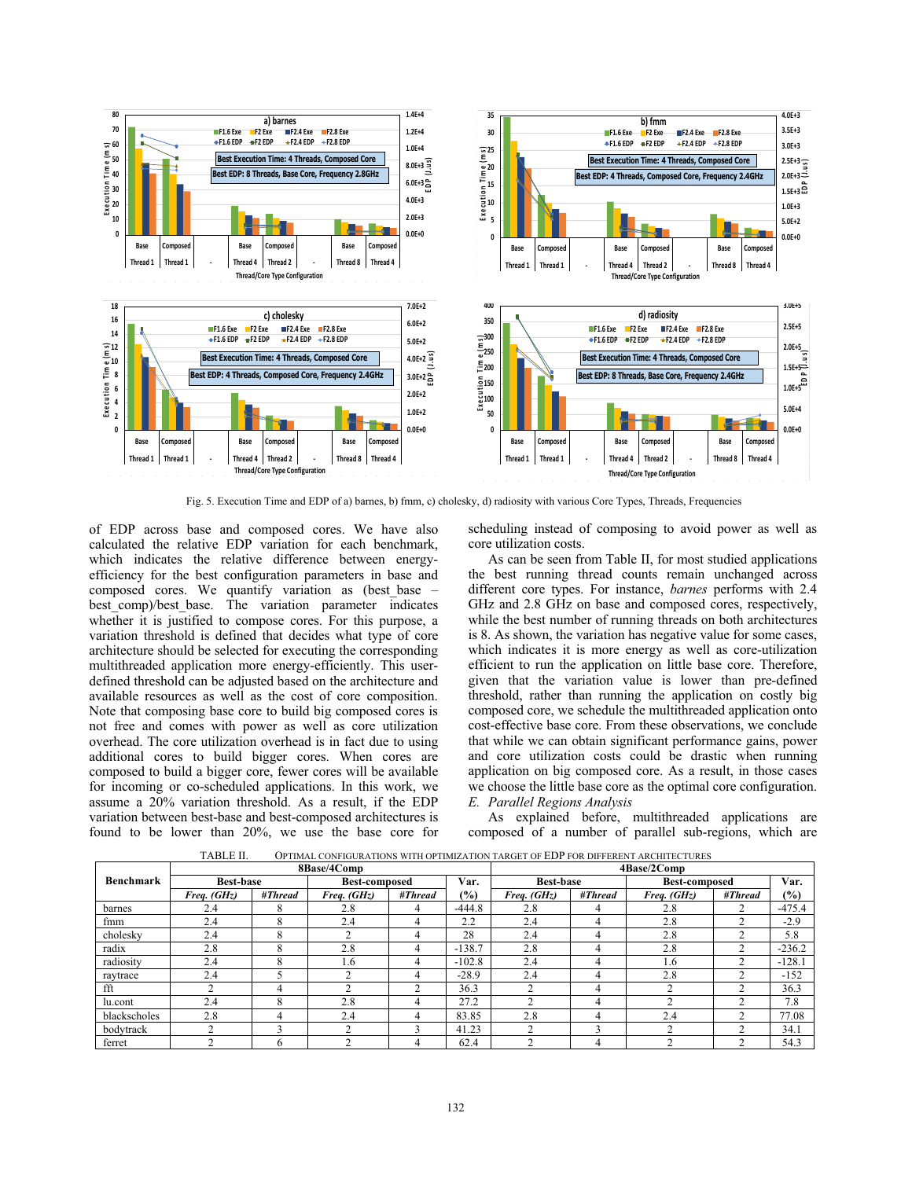Fig. 5. Execution Time and EDP of a) barnes, b) fmm, c) cholesky, d) radiosity with various Core Types, Threads, Frequencies

of EDP across base and composed cores. We have also calculated the relative EDP variation for each benchmark, which indicates the relative difference between energy-efficiency for the best configuration parameters in base and composed cores. We quantify variation as (best_base – best_comp)/best_base. The variation parameter indicates whether it is justified to compose cores. For this purpose, a variation threshold is defined that decides what type of core architecture should be selected for executing the corresponding multithreaded application more energy-efficiently. This user-defined threshold can be adjusted based on the architecture and available resources as well as the cost of core composition. Note that composing base core to build big composed cores is not free and comes with power as well as core utilization overhead. The core utilization overhead is in fact due to using additional cores to build bigger cores. When cores are composed to build a bigger core, fewer cores will be available for incoming or co-scheduled applications. In this work, we assume a 20% variation threshold. As a result, if the EDP variation between best-base and best-composed architectures is found to be lower than 20%, we use the base core for scheduling instead of composing to avoid power as well as core utilization costs.

As can be seen from Table II, for most studied applications the best running thread counts remain unchanged across different core types. For instance, *barnes* performs with 2.4 GHz and 2.8 GHz on base and composed cores, respectively, while the best number of running threads on both architectures is 8. As shown, the variation has negative value for some cases, which indicates it is more energy as well as core-utilization efficient to run the application on little base core. Therefore, given that the variation value is lower than pre-defined threshold, rather than running the application on costly big composed core, we schedule the multithreaded application onto cost-effective base core. From these observations, we conclude that while we can obtain significant performance gains, power and core utilization costs could be drastic when running application on big composed core. As a result, in those cases we choose the little base core as the optimal core configuration.

### *E. Parallel Regions Analysis*

As explained before, multithreaded applications are composed of a number of parallel sub-regions, which are

TABLE II. OPTIMAL CONFIGURATIONS WITH OPTIMIZATION TARGET OF EDP FOR DIFFERENT ARCHITECTURES

| Benchmark | 8Base/4Comp | | | | | 4Base/2Comp | | | | |
|---|---|---|---|---|---|---|---|---|---|---|
| | Best-base | | Best-composed | | Var. | Best-base | | Best-composed | | Var. |
| | *Freq. (GHz)* | *#Thread* | *Freq. (GHz)* | *#Thread* | (%) | *Freq. (GHz)* | *#Thread* | *Freq. (GHz)* | *#Thread* | (%) |
| barnes | 2.4 | 8 | 2.8 | 4 | -444.8 | 2.8 | 4 | 2.8 | 2 | -475.4 |
| fmm | 2.4 | 8 | 2.4 | 4 | 2.2 | 2.4 | 4 | 2.8 | 2 | -2.9 |
| cholesky | 2.4 | 8 | 2 | 4 | 28 | 2.4 | 4 | 2.8 | 2 | 5.8 |
| radix | 2.8 | 8 | 2.8 | 4 | -138.7 | 2.8 | 4 | 2.8 | 2 | -236.2 |
| radiosity | 2.4 | 8 | 1.6 | 4 | -102.8 | 2.4 | 4 | 1.6 | 2 | -128.1 |
| raytrace | 2.4 | 5 | 2 | 4 | -28.9 | 2.4 | 4 | 2.8 | 2 | -152 |
| fft | 2 | 4 | 2 | 2 | 36.3 | 2 | 4 | 2 | 2 | 36.3 |
| lu.cont | 2.4 | 8 | 2.8 | 4 | 27.2 | 2 | 4 | 2 | 2 | 7.8 |
| blackscholes | 2.8 | 4 | 2.4 | 4 | 83.85 | 2.8 | 4 | 2.4 | 2 | 77.08 |
| bodytrack | 2 | 3 | 2 | 3 | 41.23 | 2 | 3 | 2 | 2 | 34.1 |
| ferret | 2 | 6 | 2 | 4 | 62.4 | 2 | 4 | 2 | 2 | 54.3 |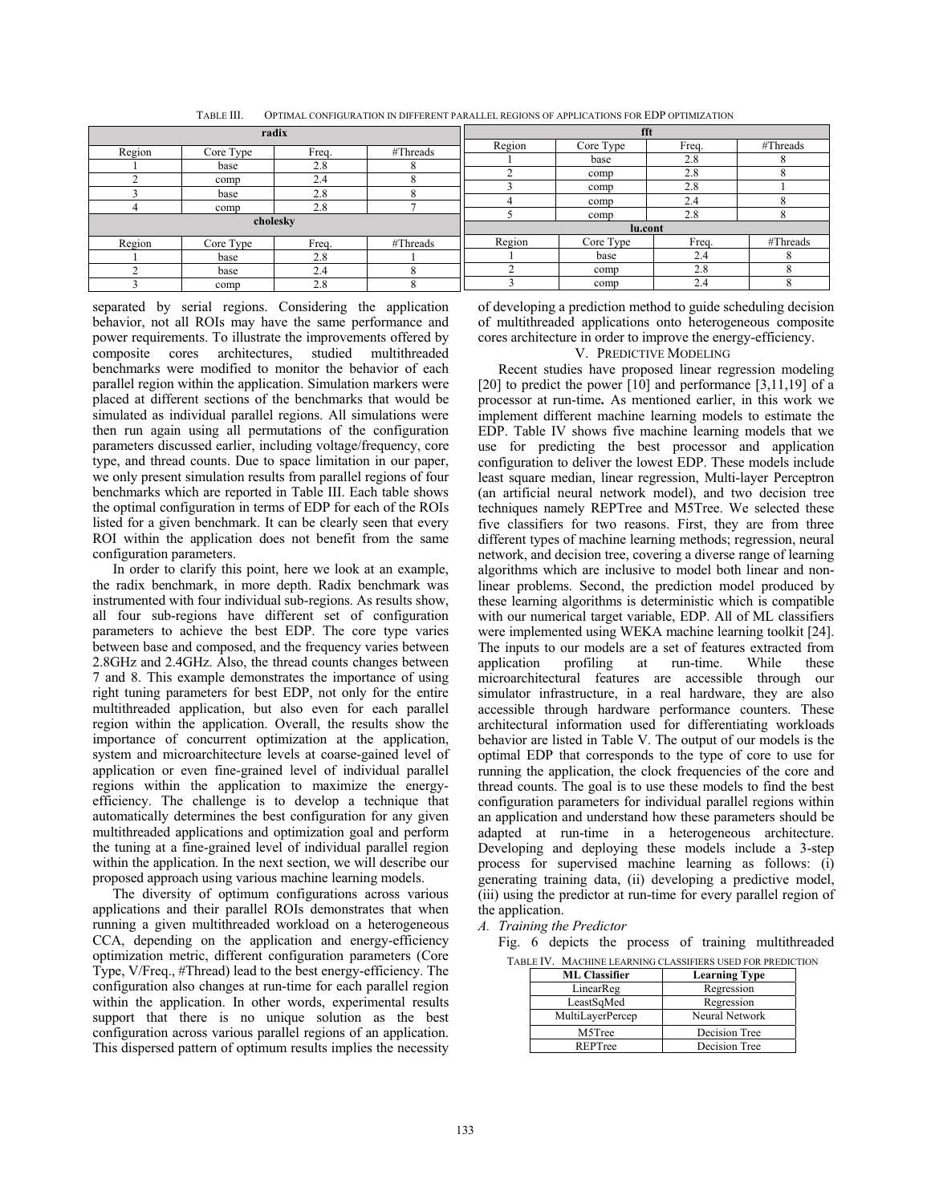TABLE III. OPTIMAL CONFIGURATION IN DIFFERENT PARALLEL REGIONS OF APPLICATIONS FOR EDP OPTIMIZATION

**radix**

| Region | Core Type | Freq. | #Threads |
|---|---|---|---|
| 1 | base | 2.8 | 8 |
| 2 | comp | 2.4 | 8 |
| 3 | base | 2.8 | 8 |
| 4 | comp | 2.8 | 7 |

**cholesky**

| Region | Core Type | Freq. | #Threads |
|---|---|---|---|
| 1 | base | 2.8 | 1 |
| 2 | base | 2.4 | 8 |
| 3 | comp | 2.8 | 8 |

**fft**

| Region | Core Type | Freq. | #Threads |
|---|---|---|---|
| 1 | base | 2.8 | 8 |
| 2 | comp | 2.8 | 8 |
| 3 | comp | 2.8 | 1 |
| 4 | comp | 2.4 | 8 |
| 5 | comp | 2.8 | 8 |

**lu.cont**

| Region | Core Type | Freq. | #Threads |
|---|---|---|---|
| 1 | base | 2.4 | 8 |
| 2 | comp | 2.8 | 8 |
| 3 | comp | 2.4 | 8 |

separated by serial regions. Considering the application behavior, not all ROIs may have the same performance and power requirements. To illustrate the improvements offered by composite cores architectures, studied multithreaded benchmarks were modified to monitor the behavior of each parallel region within the application. Simulation markers were placed at different sections of the benchmarks that would be simulated as individual parallel regions. All simulations were then run again using all permutations of the configuration parameters discussed earlier, including voltage/frequency, core type, and thread counts. Due to space limitation in our paper, we only present simulation results from parallel regions of four benchmarks which are reported in Table III. Each table shows the optimal configuration in terms of EDP for each of the ROIs listed for a given benchmark. It can be clearly seen that every ROI within the application does not benefit from the same configuration parameters.

In order to clarify this point, here we look at an example, the radix benchmark, in more depth. Radix benchmark was instrumented with four individual sub-regions. As results show, all four sub-regions have different set of configuration parameters to achieve the best EDP. The core type varies between base and composed, and the frequency varies between 2.8GHz and 2.4GHz. Also, the thread counts changes between 7 and 8. This example demonstrates the importance of using right tuning parameters for best EDP, not only for the entire multithreaded application, but also even for each parallel region within the application. Overall, the results show the importance of concurrent optimization at the application, system and microarchitecture levels at coarse-gained level of application or even fine-grained level of individual parallel regions within the application to maximize the energy-efficiency. The challenge is to develop a technique that automatically determines the best configuration for any given multithreaded applications and optimization goal and perform the tuning at a fine-grained level of individual parallel region within the application. In the next section, we will describe our proposed approach using various machine learning models.

The diversity of optimum configurations across various applications and their parallel ROIs demonstrates that when running a given multithreaded workload on a heterogeneous CCA, depending on the application and energy-efficiency optimization metric, different configuration parameters (Core Type, V/Freq., #Thread) lead to the best energy-efficiency. The configuration also changes at run-time for each parallel region within the application. In other words, experimental results support that there is no unique solution as the best configuration across various parallel regions of an application. This dispersed pattern of optimum results implies the necessity of developing a prediction method to guide scheduling decision of multithreaded applications onto heterogeneous composite cores architecture in order to improve the energy-efficiency.

## V. PREDICTIVE MODELING

Recent studies have proposed linear regression modeling [20] to predict the power [10] and performance [3,11,19] of a processor at run-time**.** As mentioned earlier, in this work we implement different machine learning models to estimate the EDP. Table IV shows five machine learning models that we use for predicting the best processor and application configuration to deliver the lowest EDP. These models include least square median, linear regression, Multi-layer Perceptron (an artificial neural network model), and two decision tree techniques namely REPTree and M5Tree. We selected these five classifiers for two reasons. First, they are from three different types of machine learning methods; regression, neural network, and decision tree, covering a diverse range of learning algorithms which are inclusive to model both linear and non-linear problems. Second, the prediction model produced by these learning algorithms is deterministic which is compatible with our numerical target variable, EDP. All of ML classifiers were implemented using WEKA machine learning toolkit [24]. The inputs to our models are a set of features extracted from application profiling at run-time. While these microarchitectural features are accessible through our simulator infrastructure, in a real hardware, they are also accessible through hardware performance counters. These architectural information used for differentiating workloads behavior are listed in Table V. The output of our models is the optimal EDP that corresponds to the type of core to use for running the application, the clock frequencies of the core and thread counts. The goal is to use these models to find the best configuration parameters for individual parallel regions within an application and understand how these parameters should be adapted at run-time in a heterogeneous architecture. Developing and deploying these models include a 3-step process for supervised machine learning as follows: (i) generating training data, (ii) developing a predictive model, (iii) using the predictor at run-time for every parallel region of the application.

### *A. Training the Predictor*

Fig. 6 depicts the process of training multithreaded

TABLE IV. MACHINE LEARNING CLASSIFIERS USED FOR PREDICTION

| ML Classifier | Learning Type |
|---|---|
| LinearReg | Regression |
| LeastSqMed | Regression |
| MultiLayerPercep | Neural Network |
| M5Tree | Decision Tree |
| REPTree | Decision Tree |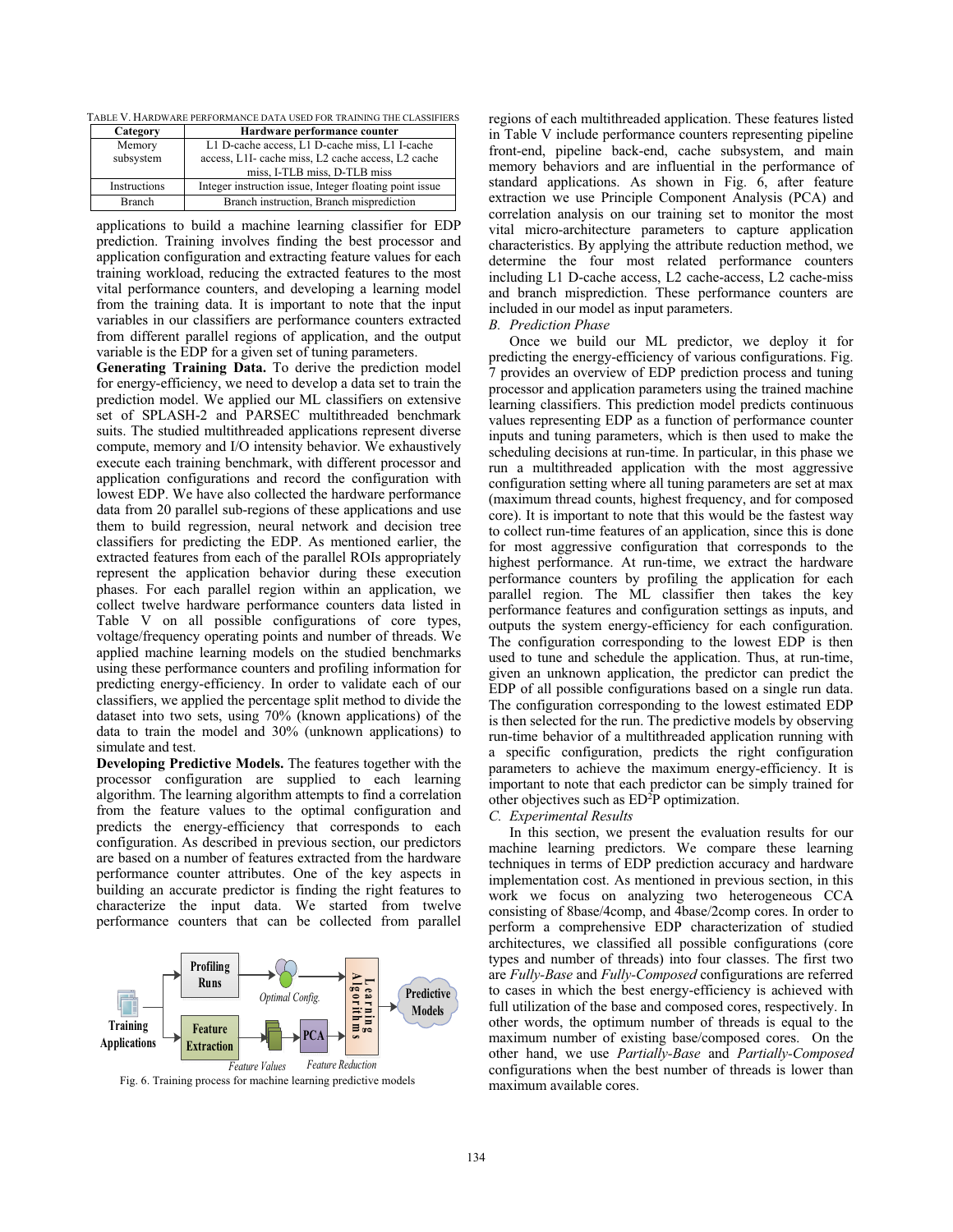TABLE V. HARDWARE PERFORMANCE DATA USED FOR TRAINING THE CLASSIFIERS

| Category | Hardware performance counter |
| --- | --- |
| Memory subsystem | L1 D-cache access, L1 D-cache miss, L1 I-cache access, L1I- cache miss, L2 cache access, L2 cache miss, I-TLB miss, D-TLB miss |
| Instructions | Integer instruction issue, Integer floating point issue |
| Branch | Branch instruction, Branch misprediction |

applications to build a machine learning classifier for EDP prediction. Training involves finding the best processor and application configuration and extracting feature values for each training workload, reducing the extracted features to the most vital performance counters, and developing a learning model from the training data. It is important to note that the input variables in our classifiers are performance counters extracted from different parallel regions of application, and the output variable is the EDP for a given set of tuning parameters.

**Generating Training Data.** To derive the prediction model for energy-efficiency, we need to develop a data set to train the prediction model. We applied our ML classifiers on extensive set of SPLASH-2 and PARSEC multithreaded benchmark suits. The studied multithreaded applications represent diverse compute, memory and I/O intensity behavior. We exhaustively execute each training benchmark, with different processor and application configurations and record the configuration with lowest EDP. We have also collected the hardware performance data from 20 parallel sub-regions of these applications and use them to build regression, neural network and decision tree classifiers for predicting the EDP. As mentioned earlier, the extracted features from each of the parallel ROIs appropriately represent the application behavior during these execution phases. For each parallel region within an application, we collect twelve hardware performance counters data listed in Table V on all possible configurations of core types, voltage/frequency operating points and number of threads. We applied machine learning models on the studied benchmarks using these performance counters and profiling information for predicting energy-efficiency. In order to validate each of our classifiers, we applied the percentage split method to divide the dataset into two sets, using 70% (known applications) of the data to train the model and 30% (unknown applications) to simulate and test.

**Developing Predictive Models.** The features together with the processor configuration are supplied to each learning algorithm. The learning algorithm attempts to find a correlation from the feature values to the optimal configuration and predicts the energy-efficiency that corresponds to each configuration. As described in previous section, our predictors are based on a number of features extracted from the hardware performance counter attributes. One of the key aspects in building an accurate predictor is finding the right features to characterize the input data. We started from twelve performance counters that can be collected from parallel regions of each multithreaded application. These features listed in Table V include performance counters representing pipeline front-end, pipeline back-end, cache subsystem, and main memory behaviors and are influential in the performance of standard applications. As shown in Fig. 6, after feature extraction we use Principle Component Analysis (PCA) and correlation analysis on our training set to monitor the most vital micro-architecture parameters to capture application characteristics. By applying the attribute reduction method, we determine the four most related performance counters including L1 D-cache access, L2 cache-access, L2 cache-miss and branch misprediction. These performance counters are included in our model as input parameters.

Fig. 6. Training process for machine learning predictive models

### B. Prediction Phase

Once we build our ML predictor, we deploy it for predicting the energy-efficiency of various configurations. Fig. 7 provides an overview of EDP prediction process and tuning processor and application parameters using the trained machine learning classifiers. This prediction model predicts continuous values representing EDP as a function of performance counter inputs and tuning parameters, which is then used to make the scheduling decisions at run-time. In particular, in this phase we run a multithreaded application with the most aggressive configuration setting where all tuning parameters are set at max (maximum thread counts, highest frequency, and for composed core). It is important to note that this would be the fastest way to collect run-time features of an application, since this is done for most aggressive configuration that corresponds to the highest performance. At run-time, we extract the hardware performance counters by profiling the application for each parallel region. The ML classifier then takes the key performance features and configuration settings as inputs, and outputs the system energy-efficiency for each configuration. The configuration corresponding to the lowest EDP is then used to tune and schedule the application. Thus, at run-time, given an unknown application, the predictor can predict the EDP of all possible configurations based on a single run data. The configuration corresponding to the lowest estimated EDP is then selected for the run. The predictive models by observing run-time behavior of a multithreaded application running with a specific configuration, predicts the right configuration parameters to achieve the maximum energy-efficiency. It is important to note that each predictor can be simply trained for other objectives such as $ED^2P$ optimization.

### C. Experimental Results

In this section, we present the evaluation results for our machine learning predictors. We compare these learning techniques in terms of EDP prediction accuracy and hardware implementation cost. As mentioned in previous section, in this work we focus on analyzing two heterogeneous CCA consisting of 8base/4comp, and 4base/2comp cores. In order to perform a comprehensive EDP characterization of studied architectures, we classified all possible configurations (core types and number of threads) into four classes. The first two are *Fully-Base* and *Fully-Composed* configurations are referred to cases in which the best energy-efficiency is achieved with full utilization of the base and composed cores, respectively. In other words, the optimum number of threads is equal to the maximum number of existing base/composed cores. On the other hand, we use *Partially-Base* and *Partially-Composed* configurations when the best number of threads is lower than maximum available cores.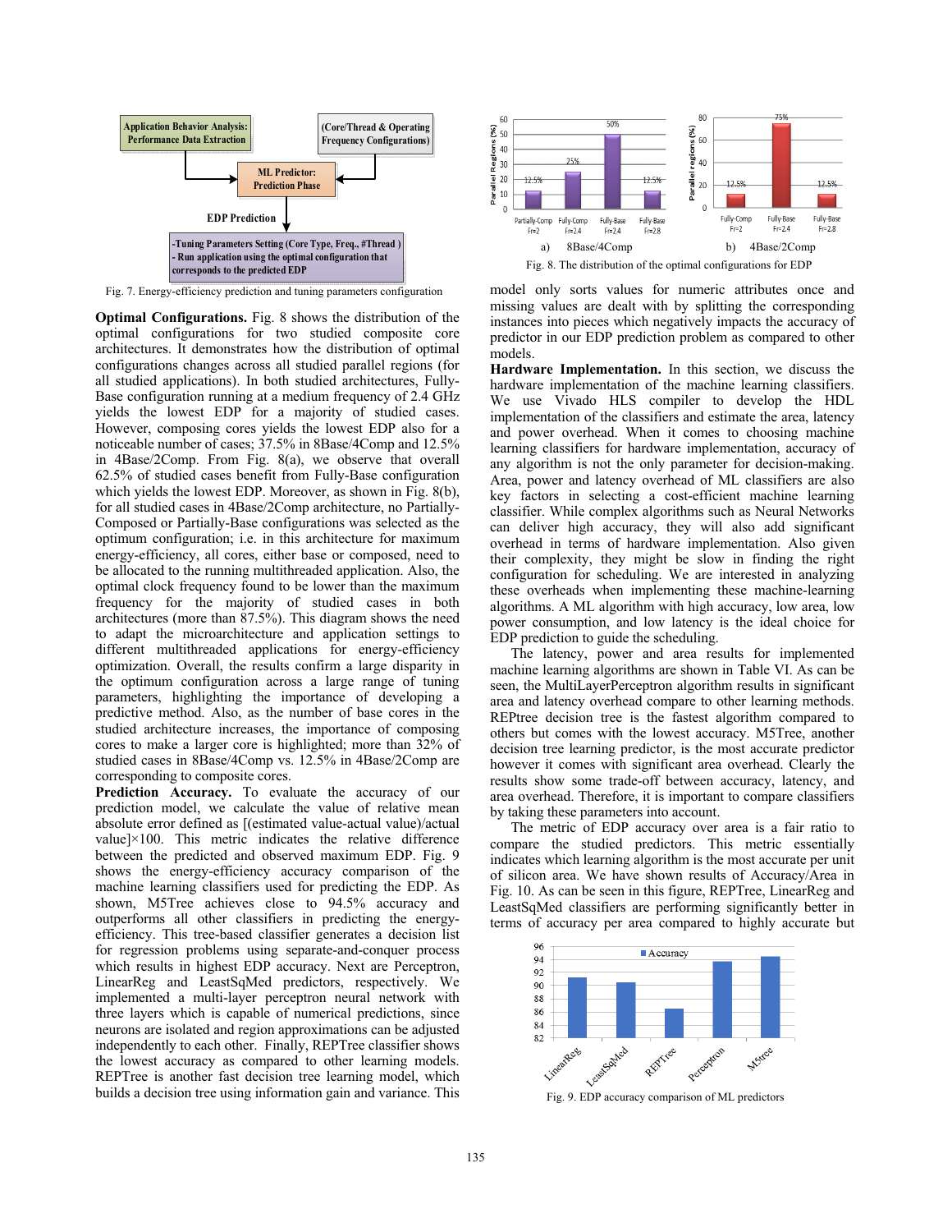Fig. 7. Energy-efficiency prediction and tuning parameters configuration

Fig. 8. The distribution of the optimal configurations for EDP

**Optimal Configurations.** Fig. 8 shows the distribution of the optimal configurations for two studied composite core architectures. It demonstrates how the distribution of optimal configurations changes across all studied parallel regions (for all studied applications). In both studied architectures, Fully-Base configuration running at a medium frequency of 2.4 GHz yields the lowest EDP for a majority of studied cases. However, composing cores yields the lowest EDP also for a noticeable number of cases; 37.5% in 8Base/4Comp and 12.5% in 4Base/2Comp. From Fig. 8(a), we observe that overall 62.5% of studied cases benefit from Fully-Base configuration which yields the lowest EDP. Moreover, as shown in Fig. 8(b), for all studied cases in 4Base/2Comp architecture, no Partially-Composed or Partially-Base configurations was selected as the optimum configuration; i.e. in this architecture for maximum energy-efficiency, all cores, either base or composed, need to be allocated to the running multithreaded application. Also, the optimal clock frequency found to be lower than the maximum frequency for the majority of studied cases in both architectures (more than 87.5%). This diagram shows the need to adapt the microarchitecture and application settings to different multithreaded applications for energy-efficiency optimization. Overall, the results confirm a large disparity in the optimum configuration across a large range of tuning parameters, highlighting the importance of developing a predictive method. Also, as the number of base cores in the studied architecture increases, the importance of composing cores to make a larger core is highlighted; more than 32% of studied cases in 8Base/4Comp vs. 12.5% in 4Base/2Comp are corresponding to composite cores.

**Prediction Accuracy.** To evaluate the accuracy of our prediction model, we calculate the value of relative mean absolute error defined as [(estimated value-actual value)/actual value]×100. This metric indicates the relative difference between the predicted and observed maximum EDP. Fig. 9 shows the energy-efficiency accuracy comparison of the machine learning classifiers used for predicting the EDP. As shown, M5Tree achieves close to 94.5% accuracy and outperforms all other classifiers in predicting the energy-efficiency. This tree-based classifier generates a decision list for regression problems using separate-and-conquer process which results in highest EDP accuracy. Next are Perceptron, LinearReg and LeastSqMed predictors, respectively. We implemented a multi-layer perceptron neural network with three layers which is capable of numerical predictions, since neurons are isolated and region approximations can be adjusted independently to each other. Finally, REPTree classifier shows the lowest accuracy as compared to other learning models. REPTree is another fast decision tree learning model, which builds a decision tree using information gain and variance. This model only sorts values for numeric attributes once and missing values are dealt with by splitting the corresponding instances into pieces which negatively impacts the accuracy of predictor in our EDP prediction problem as compared to other models.

**Hardware Implementation.** In this section, we discuss the hardware implementation of the machine learning classifiers. We use Vivado HLS compiler to develop the HDL implementation of the classifiers and estimate the area, latency and power overhead. When it comes to choosing machine learning classifiers for hardware implementation, accuracy of any algorithm is not the only parameter for decision-making. Area, power and latency overhead of ML classifiers are also key factors in selecting a cost-efficient machine learning classifier. While complex algorithms such as Neural Networks can deliver high accuracy, they will also add significant overhead in terms of hardware implementation. Also given their complexity, they might be slow in finding the right configuration for scheduling. We are interested in analyzing these overheads when implementing these machine-learning algorithms. A ML algorithm with high accuracy, low area, low power consumption, and low latency is the ideal choice for EDP prediction to guide the scheduling.

The latency, power and area results for implemented machine learning algorithms are shown in Table VI. As can be seen, the MultiLayerPerceptron algorithm results in significant area and latency overhead compare to other learning methods. REPtree decision tree is the fastest algorithm compared to others but comes with the lowest accuracy. M5Tree, another decision tree learning predictor, is the most accurate predictor however it comes with significant area overhead. Clearly the results show some trade-off between accuracy, latency, and area overhead. Therefore, it is important to compare classifiers by taking these parameters into account.

The metric of EDP accuracy over area is a fair ratio to compare the studied predictors. This metric essentially indicates which learning algorithm is the most accurate per unit of silicon area. We have shown results of Accuracy/Area in Fig. 10. As can be seen in this figure, REPTree, LinearReg and LeastSqMed classifiers are performing significantly better in terms of accuracy per area compared to highly accurate but

Fig. 9. EDP accuracy comparison of ML predictors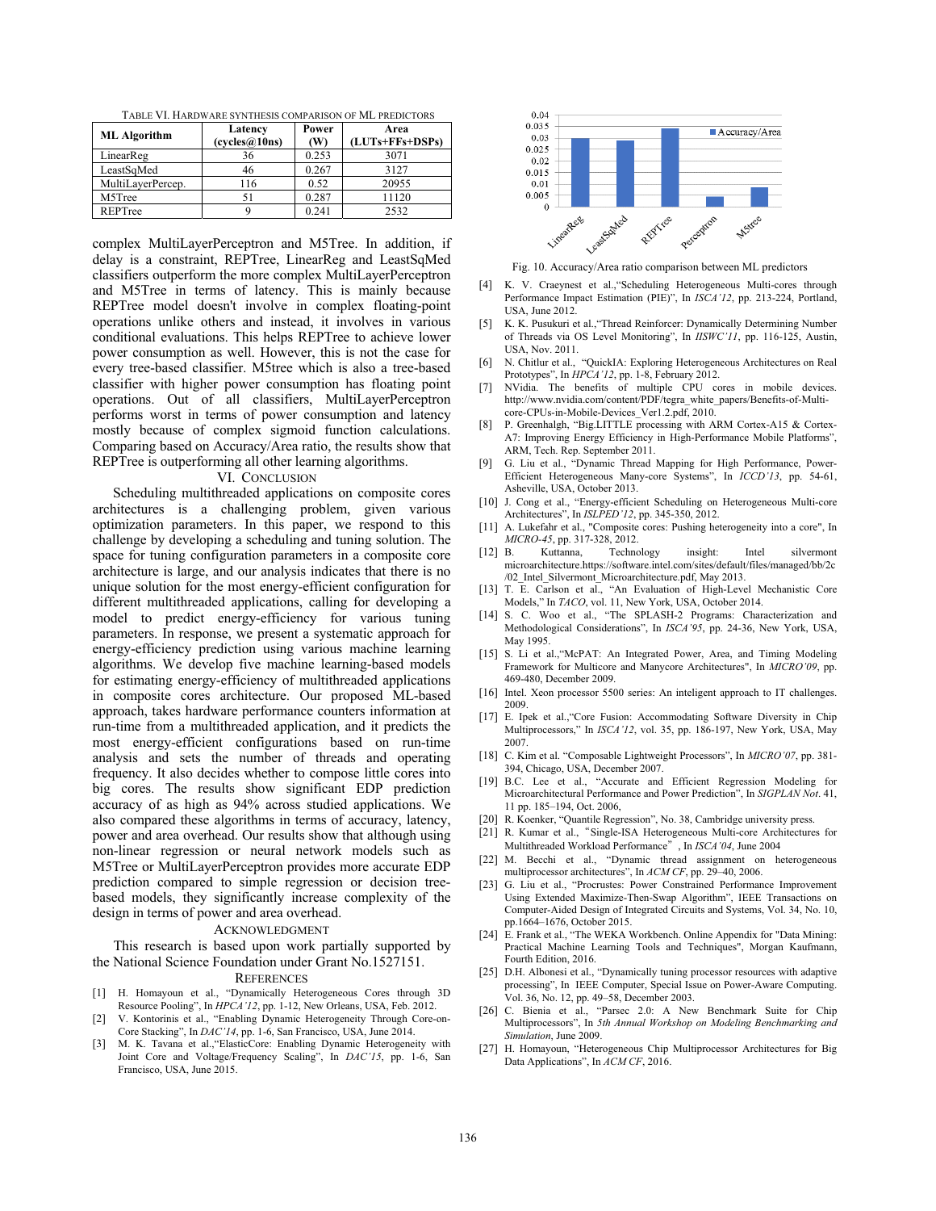TABLE VI. HARDWARE SYNTHESIS COMPARISON OF ML PREDICTORS

| ML Algorithm | Latency (cycles@10ns) | Power (W) | Area (LUTs+FFs+DSPs) |
|---|---|---|---|
| LinearReg | 36 | 0.253 | 3071 |
| LeastSqMed | 46 | 0.267 | 3127 |
| MultiLayerPercep. | 116 | 0.52 | 20955 |
| M5Tree | 51 | 0.287 | 11120 |
| REPTree | 9 | 0.241 | 2532 |

complex MultiLayerPerceptron and M5Tree. In addition, if delay is a constraint, REPTree, LinearReg and LeastSqMed classifiers outperform the more complex MultiLayerPerceptron and M5Tree in terms of latency. This is mainly because REPTree model doesn't involve in complex floating-point operations unlike others and instead, it involves in various conditional evaluations. This helps REPTree to achieve lower power consumption as well. However, this is not the case for every tree-based classifier. M5Tree which is also a tree-based classifier with higher power consumption has floating point operations. Out of all classifiers, MultiLayerPerceptron performs worst in terms of power consumption and latency mostly because of complex sigmoid function calculations. Comparing based on Accuracy/Area ratio, the results show that REPTree is outperforming all other learning algorithms.

0.04
0.035
0.03
0.025
0.02
0.015
0.01
0.005
0
Accuracy/Area
LinearReg
LeastSqMed
REPTree
Perceptron
M5tree

Fig. 10. Accuracy/Area ratio comparison between ML predictors

## VI. CONCLUSION

Scheduling multithreaded applications on composite cores architectures is a challenging problem, given various optimization parameters. In this paper, we respond to this challenge by developing a scheduling and tuning solution. The space for tuning configuration parameters in a composite core architecture is large, and our analysis indicates that there is no unique solution for the most energy-efficient configuration for different multithreaded applications, calling for developing a model to predict energy-efficiency for various tuning parameters. In response, we present a systematic approach for energy-efficiency prediction using various machine learning algorithms. We develop five machine learning-based models for estimating energy-efficiency of multithreaded applications in composite cores architecture. Our proposed ML-based approach, takes hardware performance counters information at run-time from a multithreaded application, and it predicts the most energy-efficient configurations based on run-time analysis and sets the number of threads and operating frequency. It also decides whether to compose little cores into big cores. The results show significant EDP prediction accuracy of as high as 94% across studied applications. We also compared these algorithms in terms of accuracy, latency, power and area overhead. Our results show that although using non-linear regression or neural network models such as M5Tree or MultiLayerPerceptron provides more accurate EDP prediction compared to simple regression or decision tree-based models, they significantly increase complexity of the design in terms of power and area overhead.

## ACKNOWLEDGMENT

This research is based upon work partially supported by the National Science Foundation under Grant No.1527151.

## REFERENCES

[1] H. Homayoun et al., "Dynamically Heterogeneous Cores through 3D Resource Pooling", In *HPCA'12*, pp. 1-12, New Orleans, USA, Feb. 2012.

[2] V. Kontorinis et al., "Enabling Dynamic Heterogeneity Through Core-on-Core Stacking", In *DAC'14*, pp. 1-6, San Francisco, USA, June 2014.

[3] M. K. Tavana et al.,"ElasticCore: Enabling Dynamic Heterogeneity with Joint Core and Voltage/Frequency Scaling", In *DAC'15*, pp. 1-6, San Francisco, USA, June 2015.

[4] K. V. Craeynest et al.,"Scheduling Heterogeneous Multi-cores through Performance Impact Estimation (PIE)", In *ISCA'12*, pp. 213-224, Portland, USA, June 2012.

[5] K. K. Pusukuri et al.,"Thread Reinforcer: Dynamically Determining Number of Threads via OS Level Monitoring", In *IISWC'11*, pp. 116-125, Austin, USA, Nov. 2011.

[6] N. Chitlur et al., "QuickIA: Exploring Heterogeneous Architectures on Real Prototypes", In *HPCA'12*, pp. 1-8, February 2012.

[7] NVidia. The benefits of multiple CPU cores in mobile devices. http://www.nvidia.com/content/PDF/tegra_white_papers/Benefits-of-Multi-core-CPUs-in-Mobile-Devices_Ver1.2.pdf, 2010.

[8] P. Greenhalgh, "Big.LITTLE processing with ARM Cortex-A15 & Cortex-A7: Improving Energy Efficiency in High-Performance Mobile Platforms", ARM, Tech. Rep. September 2011.

[9] G. Liu et al., "Dynamic Thread Mapping for High Performance, Power-Efficient Heterogeneous Many-core Systems", In *ICCD'13*, pp. 54-61, Asheville, USA, October 2013.

[10] J. Cong et al., "Energy-efficient Scheduling on Heterogeneous Multi-core Architectures", In *ISLPED'12*, pp. 345-350, 2012.

[11] A. Lukefahr et al., "Composite cores: Pushing heterogeneity into a core", In *MICRO-45*, pp. 317-328, 2012.

[12] B. Kuttanna, Technology insight: Intel silvermont microarchitecture.https://software.intel.com/sites/default/files/managed/bb/2c/02_Intel_Silvermont_Microarchitecture.pdf, May 2013.

[13] T. E. Carlson et al., "An Evaluation of High-Level Mechanistic Core Models," In *TACO*, vol. 11, New York, USA, October 2014.

[14] S. C. Woo et al., "The SPLASH-2 Programs: Characterization and Methodological Considerations", In *ISCA'95*, pp. 24-36, New York, USA, May 1995.

[15] S. Li et al.,"McPAT: An Integrated Power, Area, and Timing Modeling Framework for Multicore and Manycore Architectures", In *MICRO'09*, pp. 469-480, December 2009.

[16] Intel. Xeon processor 5500 series: An inteligent approach to IT challenges. 2009.

[17] E. Ipek et al.,"Core Fusion: Accommodating Software Diversity in Chip Multiprocessors," In *ISCA'12*, vol. 35, pp. 186-197, New York, USA, May 2007.

[18] C. Kim et al. "Composable Lightweight Processors", In *MICRO'07*, pp. 381-394, Chicago, USA, December 2007.

[19] B.C. Lee et al., "Accurate and Efficient Regression Modeling for Microarchitectural Performance and Power Prediction", In *SIGPLAN Not*. 41, 11 pp. 185–194, Oct. 2006,

[20] R. Koenker, "Quantile Regression", No. 38, Cambridge university press.

[21] R. Kumar et al., "Single-ISA Heterogeneous Multi-core Architectures for Multithreaded Workload Performance", In *ISCA'04*, June 2004

[22] M. Becchi et al., "Dynamic thread assignment on heterogeneous multiprocessor architectures", In *ACM CF*, pp. 29–40, 2006.

[23] G. Liu et al., "Procrustes: Power Constrained Performance Improvement Using Extended Maximize-Then-Swap Algorithm", IEEE Transactions on Computer-Aided Design of Integrated Circuits and Systems, Vol. 34, No. 10, pp.1664–1676, October 2015.

[24] E. Frank et al., "The WEKA Workbench. Online Appendix for "Data Mining: Practical Machine Learning Tools and Techniques", Morgan Kaufmann, Fourth Edition, 2016.

[25] D.H. Albonesi et al., "Dynamically tuning processor resources with adaptive processing", In IEEE Computer, Special Issue on Power-Aware Computing. Vol. 36, No. 12, pp. 49–58, December 2003.

[26] C. Bienia et al., "Parsec 2.0: A New Benchmark Suite for Chip Multiprocessors", In *5th Annual Workshop on Modeling Benchmarking and Simulation*, June 2009.

[27] H. Homayoun, "Heterogeneous Chip Multiprocessor Architectures for Big Data Applications", In *ACM CF*, 2016.